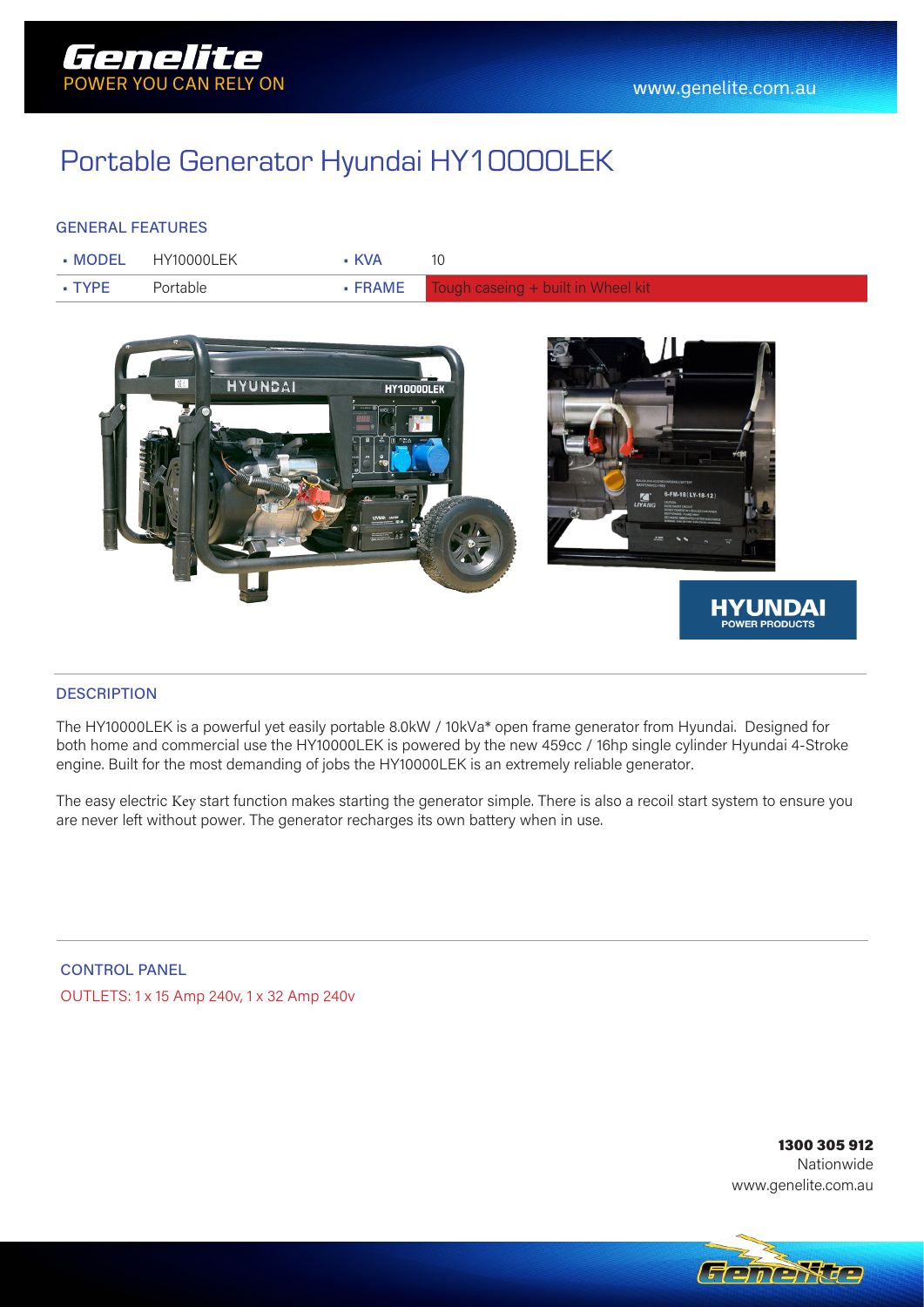# Portable Generator Hyundai HY10000LEK

## GENERAL FEATURES

| | | | |
|---|---|---|---|
| MODEL | HY10000LEK | KVA | 10 |
| TYPE | Portable | FRAME | Tough caseing + built in Wheel kit |

## DESCRIPTION

The HY10000LEK is a powerful yet easily portable 8.0kW / 10kVa* open frame generator from Hyundai. Designed for both home and commercial use the HY10000LEK is powered by the new 459cc / 16hp single cylinder Hyundai 4-Stroke engine. Built for the most demanding of jobs the HY10000LEK is an extremely reliable generator.

The easy electric Key start function makes starting the generator simple. There is also a recoil start system to ensure you are never left without power. The generator recharges its own battery when in use.

## CONTROL PANEL

OUTLETS: 1 x 15 Amp 240v, 1 x 32 Amp 240v

**1300 305 912**
Nationwide
www.genelite.com.au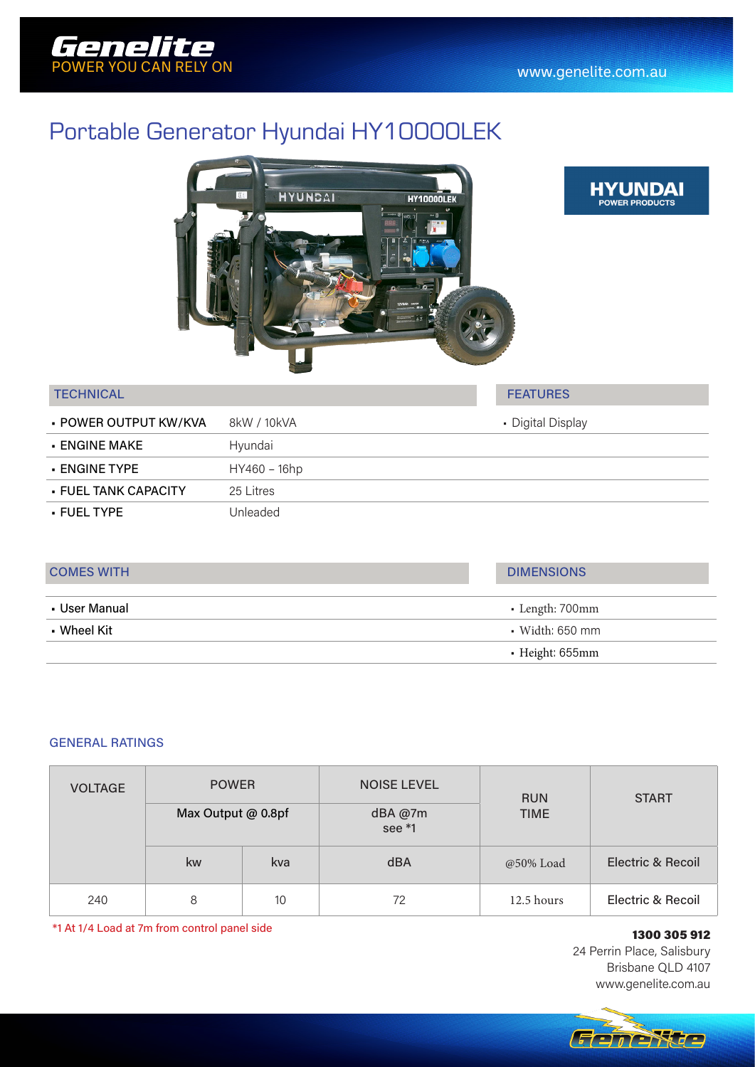Genelite
POWER YOU CAN RELY ON

www.genelite.com.au

# Portable Generator Hyundai HY10000LEK

HYUNDAI
POWER PRODUCTS

## TECHNICAL

| | |
|---|---|
| POWER OUTPUT KW/KVA | 8kW / 10kVA |
| ENGINE MAKE | Hyundai |
| ENGINE TYPE | HY460 – 16hp |
| FUEL TANK CAPACITY | 25 Litres |
| FUEL TYPE | Unleaded |

## FEATURES

- Digital Display

## COMES WITH

- User Manual
- Wheel Kit

## DIMENSIONS

- Length: 700mm
- Width: 650 mm
- Height: 655mm

## GENERAL RATINGS

| VOLTAGE | POWER | | NOISE LEVEL | RUN TIME | START |
|---|---|---|---|---|---|
| | Max Output @ 0.8pf | | dBA @7m see *1 | | |
| | kw | kva | dBA | @50% Load | Electric & Recoil |
| 240 | 8 | 10 | 72 | 12.5 hours | Electric & Recoil |

*1 At 1/4 Load at 7m from control panel side

**1300 305 912**
24 Perrin Place, Salisbury
Brisbane QLD 4107
www.genelite.com.au